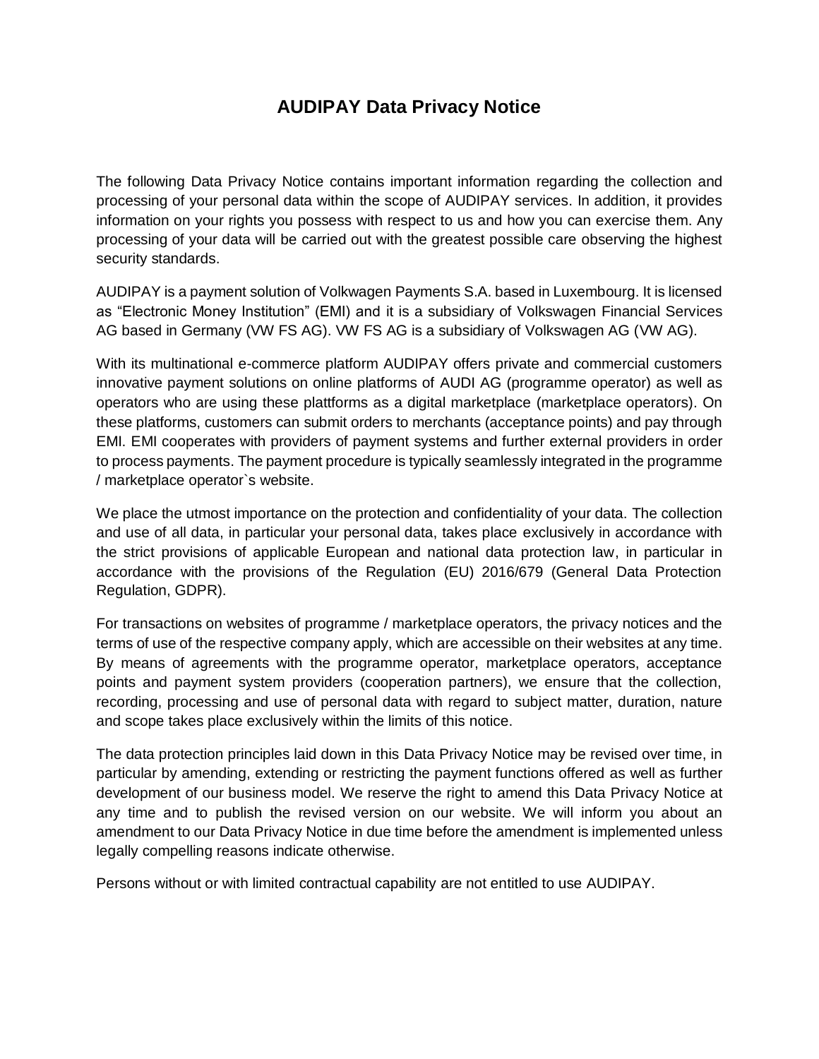# AUDIPAY Data Privacy Notice

The following Data Privacy Notice contains important information regarding the collection and processing of your personal data within the scope of AUDIPAY services. In addition, it provides information on your rights you possess with respect to us and how you can exercise them. Any processing of your data will be carried out with the greatest possible care observing the highest security standards.

AUDIPAY is a payment solution of Volkwagen Payments S.A. based in Luxembourg. It is licensed as "Electronic Money Institution" (EMI) and it is a subsidiary of Volkswagen Financial Services AG based in Germany (VW FS AG). VW FS AG is a subsidiary of Volkswagen AG (VW AG).

With its multinational e-commerce platform AUDIPAY offers private and commercial customers innovative payment solutions on online platforms of AUDI AG (programme operator) as well as operators who are using these plattforms as a digital marketplace (marketplace operators). On these platforms, customers can submit orders to merchants (acceptance points) and pay through EMI. EMI cooperates with providers of payment systems and further external providers in order to process payments. The payment procedure is typically seamlessly integrated in the programme / marketplace operator`s website.

We place the utmost importance on the protection and confidentiality of your data. The collection and use of all data, in particular your personal data, takes place exclusively in accordance with the strict provisions of applicable European and national data protection law, in particular in accordance with the provisions of the Regulation (EU) 2016/679 (General Data Protection Regulation, GDPR).

For transactions on websites of programme / marketplace operators, the privacy notices and the terms of use of the respective company apply, which are accessible on their websites at any time. By means of agreements with the programme operator, marketplace operators, acceptance points and payment system providers (cooperation partners), we ensure that the collection, recording, processing and use of personal data with regard to subject matter, duration, nature and scope takes place exclusively within the limits of this notice.

The data protection principles laid down in this Data Privacy Notice may be revised over time, in particular by amending, extending or restricting the payment functions offered as well as further development of our business model. We reserve the right to amend this Data Privacy Notice at any time and to publish the revised version on our website. We will inform you about an amendment to our Data Privacy Notice in due time before the amendment is implemented unless legally compelling reasons indicate otherwise.

Persons without or with limited contractual capability are not entitled to use AUDIPAY.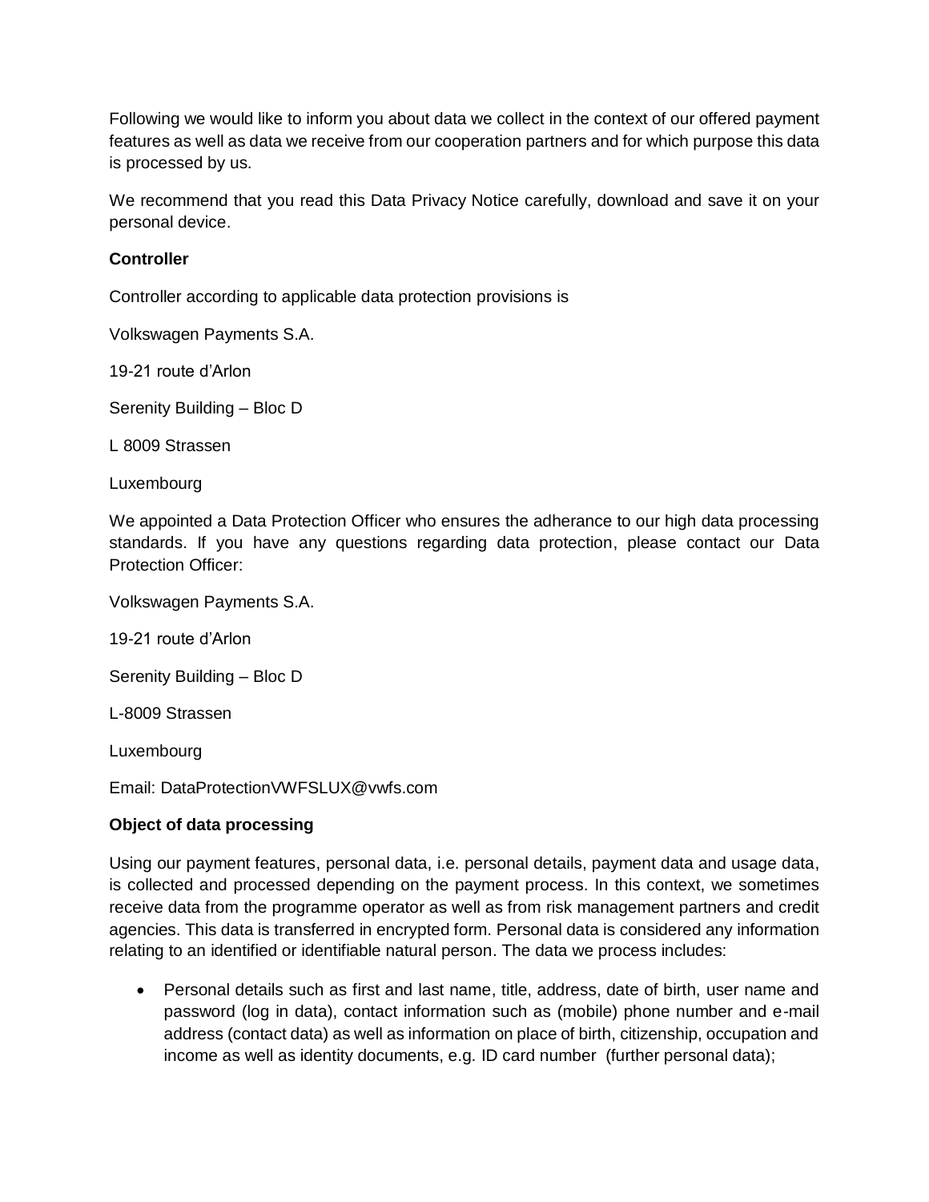Following we would like to inform you about data we collect in the context of our offered payment features as well as data we receive from our cooperation partners and for which purpose this data is processed by us.

We recommend that you read this Data Privacy Notice carefully, download and save it on your personal device.

**Controller**

Controller according to applicable data protection provisions is

Volkswagen Payments S.A.

19-21 route d'Arlon

Serenity Building – Bloc D

L 8009 Strassen

Luxembourg

We appointed a Data Protection Officer who ensures the adherance to our high data processing standards. If you have any questions regarding data protection, please contact our Data Protection Officer:

Volkswagen Payments S.A.

19-21 route d'Arlon

Serenity Building – Bloc D

L-8009 Strassen

Luxembourg

Email: DataProtectionVWFSLUX@vwfs.com

**Object of data processing**

Using our payment features, personal data, i.e. personal details, payment data and usage data, is collected and processed depending on the payment process. In this context, we sometimes receive data from the programme operator as well as from risk management partners and credit agencies. This data is transferred in encrypted form. Personal data is considered any information relating to an identified or identifiable natural person. The data we process includes:

- Personal details such as first and last name, title, address, date of birth, user name and password (log in data), contact information such as (mobile) phone number and e-mail address (contact data) as well as information on place of birth, citizenship, occupation and income as well as identity documents, e.g. ID card number (further personal data);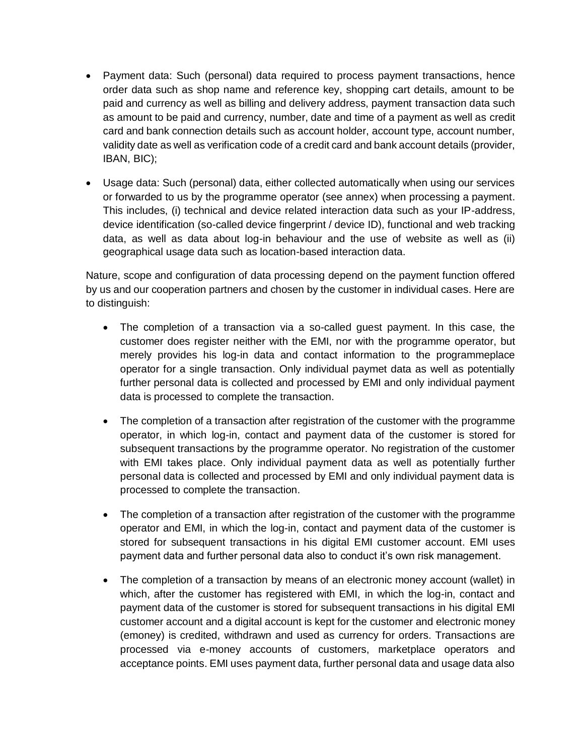- Payment data: Such (personal) data required to process payment transactions, hence order data such as shop name and reference key, shopping cart details, amount to be paid and currency as well as billing and delivery address, payment transaction data such as amount to be paid and currency, number, date and time of a payment as well as credit card and bank connection details such as account holder, account type, account number, validity date as well as verification code of a credit card and bank account details (provider, IBAN, BIC);

- Usage data: Such (personal) data, either collected automatically when using our services or forwarded to us by the programme operator (see annex) when processing a payment. This includes, (i) technical and device related interaction data such as your IP-address, device identification (so-called device fingerprint / device ID), functional and web tracking data, as well as data about log-in behaviour and the use of website as well as (ii) geographical usage data such as location-based interaction data.

Nature, scope and configuration of data processing depend on the payment function offered by us and our cooperation partners and chosen by the customer in individual cases. Here are to distinguish:

- The completion of a transaction via a so-called guest payment. In this case, the customer does register neither with the EMI, nor with the programme operator, but merely provides his log-in data and contact information to the programmeplace operator for a single transaction. Only individual paymet data as well as potentially further personal data is collected and processed by EMI and only individual payment data is processed to complete the transaction.

- The completion of a transaction after registration of the customer with the programme operator, in which log-in, contact and payment data of the customer is stored for subsequent transactions by the programme operator. No registration of the customer with EMI takes place. Only individual payment data as well as potentially further personal data is collected and processed by EMI and only individual payment data is processed to complete the transaction.

- The completion of a transaction after registration of the customer with the programme operator and EMI, in which the log-in, contact and payment data of the customer is stored for subsequent transactions in his digital EMI customer account. EMI uses payment data and further personal data also to conduct it's own risk management.

- The completion of a transaction by means of an electronic money account (wallet) in which, after the customer has registered with EMI, in which the log-in, contact and payment data of the customer is stored for subsequent transactions in his digital EMI customer account and a digital account is kept for the customer and electronic money (emoney) is credited, withdrawn and used as currency for orders. Transactions are processed via e-money accounts of customers, marketplace operators and acceptance points. EMI uses payment data, further personal data and usage data also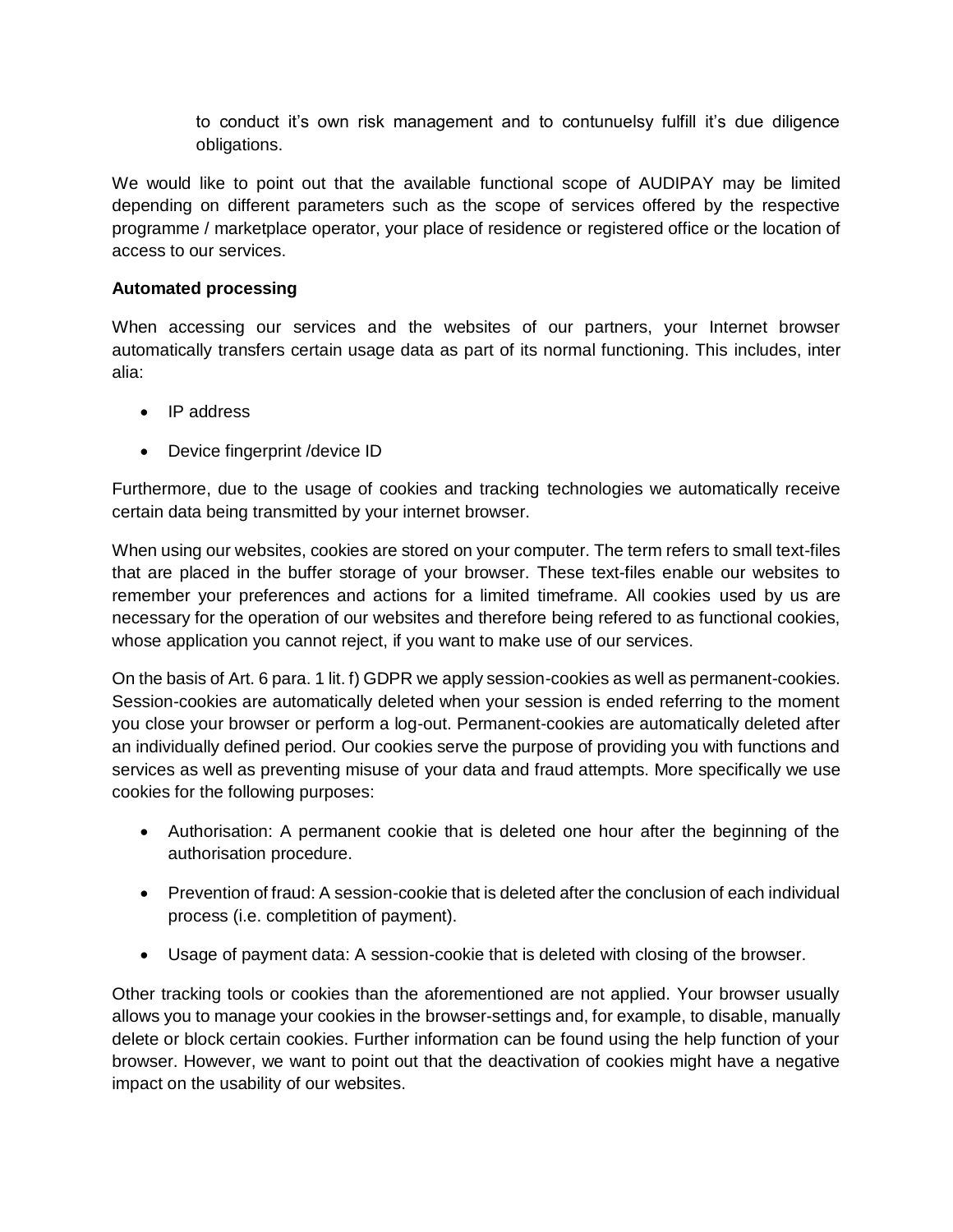to conduct it's own risk management and to contunuelsy fulfill it's due diligence obligations.

We would like to point out that the available functional scope of AUDIPAY may be limited depending on different parameters such as the scope of services offered by the respective programme / marketplace operator, your place of residence or registered office or the location of access to our services.

**Automated processing**

When accessing our services and the websites of our partners, your Internet browser automatically transfers certain usage data as part of its normal functioning. This includes, inter alia:

- IP address
- Device fingerprint /device ID

Furthermore, due to the usage of cookies and tracking technologies we automatically receive certain data being transmitted by your internet browser.

When using our websites, cookies are stored on your computer. The term refers to small text-files that are placed in the buffer storage of your browser. These text-files enable our websites to remember your preferences and actions for a limited timeframe. All cookies used by us are necessary for the operation of our websites and therefore being refered to as functional cookies, whose application you cannot reject, if you want to make use of our services.

On the basis of Art. 6 para. 1 lit. f) GDPR we apply session-cookies as well as permanent-cookies. Session-cookies are automatically deleted when your session is ended referring to the moment you close your browser or perform a log-out. Permanent-cookies are automatically deleted after an individually defined period. Our cookies serve the purpose of providing you with functions and services as well as preventing misuse of your data and fraud attempts. More specifically we use cookies for the following purposes:

- Authorisation: A permanent cookie that is deleted one hour after the beginning of the authorisation procedure.
- Prevention of fraud: A session-cookie that is deleted after the conclusion of each individual process (i.e. completition of payment).
- Usage of payment data: A session-cookie that is deleted with closing of the browser.

Other tracking tools or cookies than the aforementioned are not applied. Your browser usually allows you to manage your cookies in the browser-settings and, for example, to disable, manually delete or block certain cookies. Further information can be found using the help function of your browser. However, we want to point out that the deactivation of cookies might have a negative impact on the usability of our websites.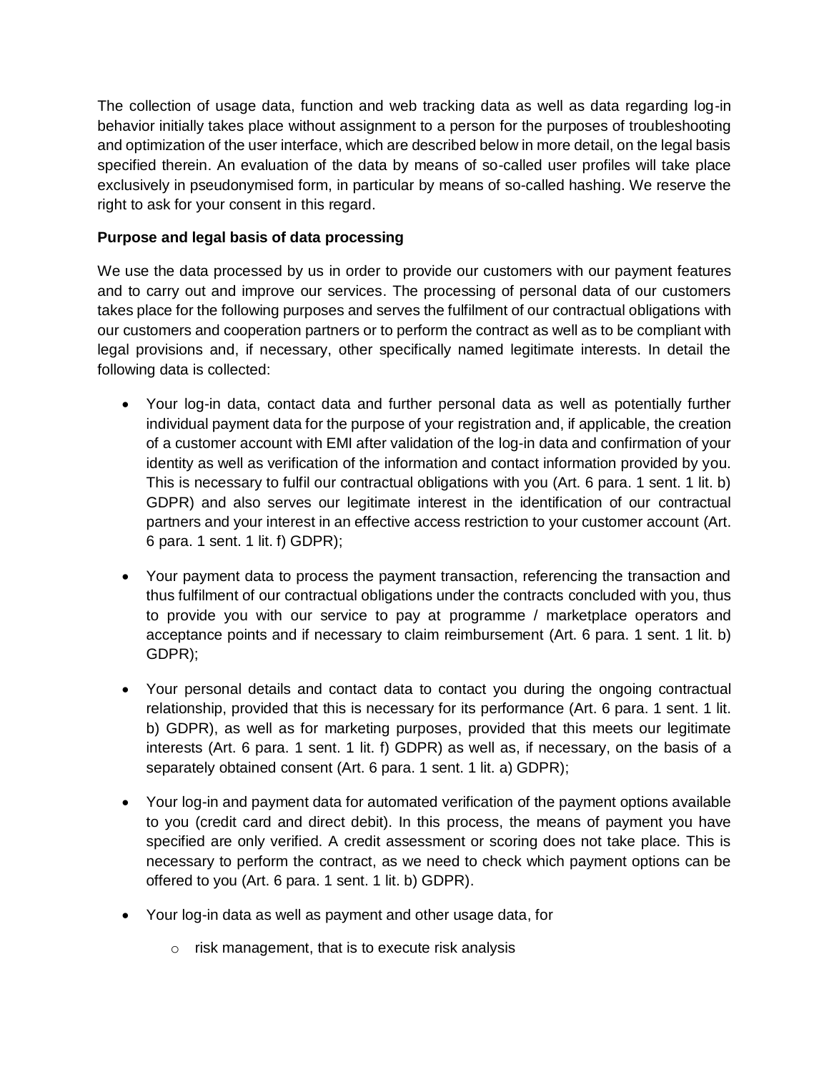The collection of usage data, function and web tracking data as well as data regarding log-in behavior initially takes place without assignment to a person for the purposes of troubleshooting and optimization of the user interface, which are described below in more detail, on the legal basis specified therein. An evaluation of the data by means of so-called user profiles will take place exclusively in pseudonymised form, in particular by means of so-called hashing. We reserve the right to ask for your consent in this regard.

**Purpose and legal basis of data processing**

We use the data processed by us in order to provide our customers with our payment features and to carry out and improve our services. The processing of personal data of our customers takes place for the following purposes and serves the fulfilment of our contractual obligations with our customers and cooperation partners or to perform the contract as well as to be compliant with legal provisions and, if necessary, other specifically named legitimate interests. In detail the following data is collected:

- Your log-in data, contact data and further personal data as well as potentially further individual payment data for the purpose of your registration and, if applicable, the creation of a customer account with EMI after validation of the log-in data and confirmation of your identity as well as verification of the information and contact information provided by you. This is necessary to fulfil our contractual obligations with you (Art. 6 para. 1 sent. 1 lit. b) GDPR) and also serves our legitimate interest in the identification of our contractual partners and your interest in an effective access restriction to your customer account (Art. 6 para. 1 sent. 1 lit. f) GDPR);

- Your payment data to process the payment transaction, referencing the transaction and thus fulfilment of our contractual obligations under the contracts concluded with you, thus to provide you with our service to pay at programme / marketplace operators and acceptance points and if necessary to claim reimbursement (Art. 6 para. 1 sent. 1 lit. b) GDPR);

- Your personal details and contact data to contact you during the ongoing contractual relationship, provided that this is necessary for its performance (Art. 6 para. 1 sent. 1 lit. b) GDPR), as well as for marketing purposes, provided that this meets our legitimate interests (Art. 6 para. 1 sent. 1 lit. f) GDPR) as well as, if necessary, on the basis of a separately obtained consent (Art. 6 para. 1 sent. 1 lit. a) GDPR);

- Your log-in and payment data for automated verification of the payment options available to you (credit card and direct debit). In this process, the means of payment you have specified are only verified. A credit assessment or scoring does not take place. This is necessary to perform the contract, as we need to check which payment options can be offered to you (Art. 6 para. 1 sent. 1 lit. b) GDPR).

- Your log-in data as well as payment and other usage data, for
  - risk management, that is to execute risk analysis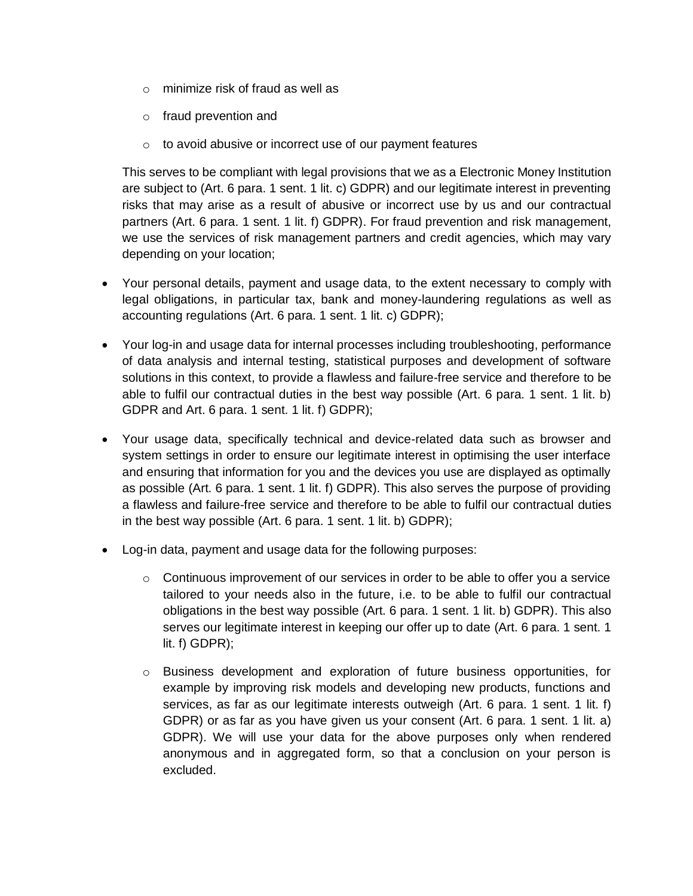- minimize risk of fraud as well as
    - fraud prevention and
    - to avoid abusive or incorrect use of our payment features

  This serves to be compliant with legal provisions that we as a Electronic Money Institution are subject to (Art. 6 para. 1 sent. 1 lit. c) GDPR) and our legitimate interest in preventing risks that may arise as a result of abusive or incorrect use by us and our contractual partners (Art. 6 para. 1 sent. 1 lit. f) GDPR). For fraud prevention and risk management, we use the services of risk management partners and credit agencies, which may vary depending on your location;

- Your personal details, payment and usage data, to the extent necessary to comply with legal obligations, in particular tax, bank and money-laundering regulations as well as accounting regulations (Art. 6 para. 1 sent. 1 lit. c) GDPR);

- Your log-in and usage data for internal processes including troubleshooting, performance of data analysis and internal testing, statistical purposes and development of software solutions in this context, to provide a flawless and failure-free service and therefore to be able to fulfil our contractual duties in the best way possible (Art. 6 para. 1 sent. 1 lit. b) GDPR and Art. 6 para. 1 sent. 1 lit. f) GDPR);

- Your usage data, specifically technical and device-related data such as browser and system settings in order to ensure our legitimate interest in optimising the user interface and ensuring that information for you and the devices you use are displayed as optimally as possible (Art. 6 para. 1 sent. 1 lit. f) GDPR). This also serves the purpose of providing a flawless and failure-free service and therefore to be able to fulfil our contractual duties in the best way possible (Art. 6 para. 1 sent. 1 lit. b) GDPR);

- Log-in data, payment and usage data for the following purposes:
    - Continuous improvement of our services in order to be able to offer you a service tailored to your needs also in the future, i.e. to be able to fulfil our contractual obligations in the best way possible (Art. 6 para. 1 sent. 1 lit. b) GDPR). This also serves our legitimate interest in keeping our offer up to date (Art. 6 para. 1 sent. 1 lit. f) GDPR);
    - Business development and exploration of future business opportunities, for example by improving risk models and developing new products, functions and services, as far as our legitimate interests outweigh (Art. 6 para. 1 sent. 1 lit. f) GDPR) or as far as you have given us your consent (Art. 6 para. 1 sent. 1 lit. a) GDPR). We will use your data for the above purposes only when rendered anonymous and in aggregated form, so that a conclusion on your person is excluded.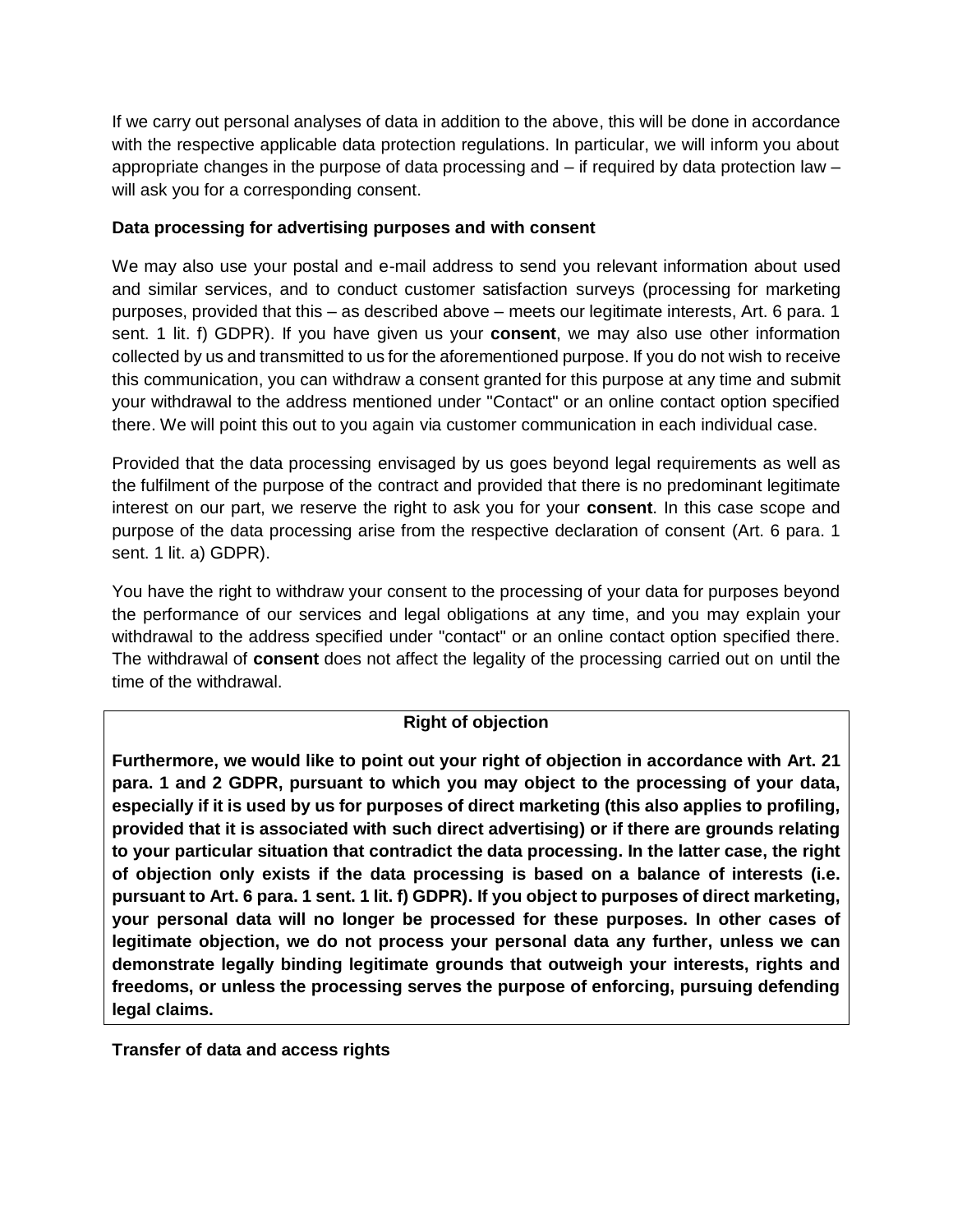If we carry out personal analyses of data in addition to the above, this will be done in accordance with the respective applicable data protection regulations. In particular, we will inform you about appropriate changes in the purpose of data processing and – if required by data protection law – will ask you for a corresponding consent.

**Data processing for advertising purposes and with consent**

We may also use your postal and e-mail address to send you relevant information about used and similar services, and to conduct customer satisfaction surveys (processing for marketing purposes, provided that this – as described above – meets our legitimate interests, Art. 6 para. 1 sent. 1 lit. f) GDPR). If you have given us your **consent**, we may also use other information collected by us and transmitted to us for the aforementioned purpose. If you do not wish to receive this communication, you can withdraw a consent granted for this purpose at any time and submit your withdrawal to the address mentioned under "Contact" or an online contact option specified there. We will point this out to you again via customer communication in each individual case.

Provided that the data processing envisaged by us goes beyond legal requirements as well as the fulfilment of the purpose of the contract and provided that there is no predominant legitimate interest on our part, we reserve the right to ask you for your **consent**. In this case scope and purpose of the data processing arise from the respective declaration of consent (Art. 6 para. 1 sent. 1 lit. a) GDPR).

You have the right to withdraw your consent to the processing of your data for purposes beyond the performance of our services and legal obligations at any time, and you may explain your withdrawal to the address specified under "contact" or an online contact option specified there. The withdrawal of **consent** does not affect the legality of the processing carried out on until the time of the withdrawal.

**Right of objection**

**Furthermore, we would like to point out your right of objection in accordance with Art. 21 para. 1 and 2 GDPR, pursuant to which you may object to the processing of your data, especially if it is used by us for purposes of direct marketing (this also applies to profiling, provided that it is associated with such direct advertising) or if there are grounds relating to your particular situation that contradict the data processing. In the latter case, the right of objection only exists if the data processing is based on a balance of interests (i.e. pursuant to Art. 6 para. 1 sent. 1 lit. f) GDPR). If you object to purposes of direct marketing, your personal data will no longer be processed for these purposes. In other cases of legitimate objection, we do not process your personal data any further, unless we can demonstrate legally binding legitimate grounds that outweigh your interests, rights and freedoms, or unless the processing serves the purpose of enforcing, pursuing defending legal claims.**

**Transfer of data and access rights**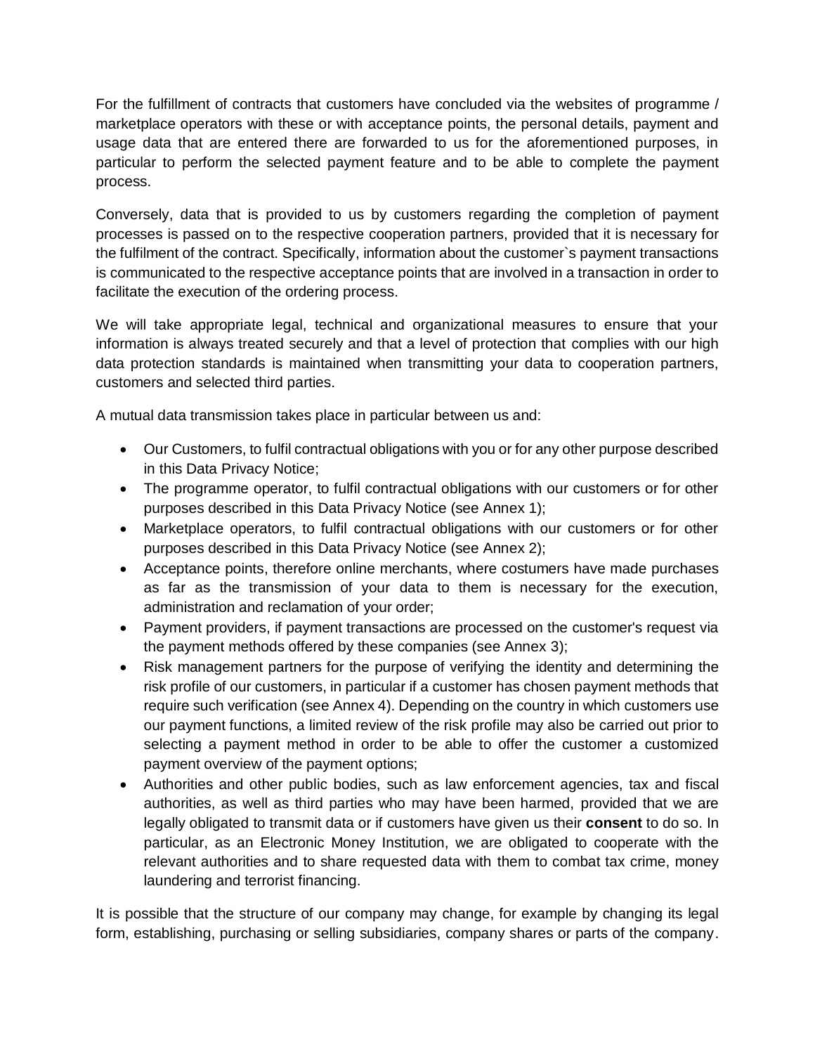For the fulfillment of contracts that customers have concluded via the websites of programme / marketplace operators with these or with acceptance points, the personal details, payment and usage data that are entered there are forwarded to us for the aforementioned purposes, in particular to perform the selected payment feature and to be able to complete the payment process.

Conversely, data that is provided to us by customers regarding the completion of payment processes is passed on to the respective cooperation partners, provided that it is necessary for the fulfilment of the contract. Specifically, information about the customer`s payment transactions is communicated to the respective acceptance points that are involved in a transaction in order to facilitate the execution of the ordering process.

We will take appropriate legal, technical and organizational measures to ensure that your information is always treated securely and that a level of protection that complies with our high data protection standards is maintained when transmitting your data to cooperation partners, customers and selected third parties.

A mutual data transmission takes place in particular between us and:

- Our Customers, to fulfil contractual obligations with you or for any other purpose described in this Data Privacy Notice;
- The programme operator, to fulfil contractual obligations with our customers or for other purposes described in this Data Privacy Notice (see Annex 1);
- Marketplace operators, to fulfil contractual obligations with our customers or for other purposes described in this Data Privacy Notice (see Annex 2);
- Acceptance points, therefore online merchants, where costumers have made purchases as far as the transmission of your data to them is necessary for the execution, administration and reclamation of your order;
- Payment providers, if payment transactions are processed on the customer's request via the payment methods offered by these companies (see Annex 3);
- Risk management partners for the purpose of verifying the identity and determining the risk profile of our customers, in particular if a customer has chosen payment methods that require such verification (see Annex 4). Depending on the country in which customers use our payment functions, a limited review of the risk profile may also be carried out prior to selecting a payment method in order to be able to offer the customer a customized payment overview of the payment options;
- Authorities and other public bodies, such as law enforcement agencies, tax and fiscal authorities, as well as third parties who may have been harmed, provided that we are legally obligated to transmit data or if customers have given us their **consent** to do so. In particular, as an Electronic Money Institution, we are obligated to cooperate with the relevant authorities and to share requested data with them to combat tax crime, money laundering and terrorist financing.

It is possible that the structure of our company may change, for example by changing its legal form, establishing, purchasing or selling subsidiaries, company shares or parts of the company.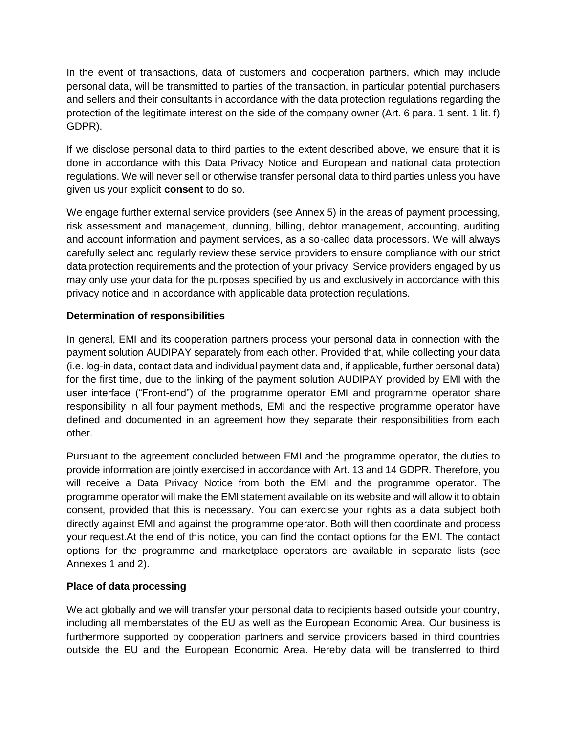In the event of transactions, data of customers and cooperation partners, which may include personal data, will be transmitted to parties of the transaction, in particular potential purchasers and sellers and their consultants in accordance with the data protection regulations regarding the protection of the legitimate interest on the side of the company owner (Art. 6 para. 1 sent. 1 lit. f) GDPR).

If we disclose personal data to third parties to the extent described above, we ensure that it is done in accordance with this Data Privacy Notice and European and national data protection regulations. We will never sell or otherwise transfer personal data to third parties unless you have given us your explicit **consent** to do so.

We engage further external service providers (see Annex 5) in the areas of payment processing, risk assessment and management, dunning, billing, debtor management, accounting, auditing and account information and payment services, as a so-called data processors. We will always carefully select and regularly review these service providers to ensure compliance with our strict data protection requirements and the protection of your privacy. Service providers engaged by us may only use your data for the purposes specified by us and exclusively in accordance with this privacy notice and in accordance with applicable data protection regulations.

**Determination of responsibilities**

In general, EMI and its cooperation partners process your personal data in connection with the payment solution AUDIPAY separately from each other. Provided that, while collecting your data (i.e. log-in data, contact data and individual payment data and, if applicable, further personal data) for the first time, due to the linking of the payment solution AUDIPAY provided by EMI with the user interface ("Front-end") of the programme operator EMI and programme operator share responsibility in all four payment methods, EMI and the respective programme operator have defined and documented in an agreement how they separate their responsibilities from each other.

Pursuant to the agreement concluded between EMI and the programme operator, the duties to provide information are jointly exercised in accordance with Art. 13 and 14 GDPR. Therefore, you will receive a Data Privacy Notice from both the EMI and the programme operator. The programme operator will make the EMI statement available on its website and will allow it to obtain consent, provided that this is necessary. You can exercise your rights as a data subject both directly against EMI and against the programme operator. Both will then coordinate and process your request.At the end of this notice, you can find the contact options for the EMI. The contact options for the programme and marketplace operators are available in separate lists (see Annexes 1 and 2).

**Place of data processing**

We act globally and we will transfer your personal data to recipients based outside your country, including all memberstates of the EU as well as the European Economic Area. Our business is furthermore supported by cooperation partners and service providers based in third countries outside the EU and the European Economic Area. Hereby data will be transferred to third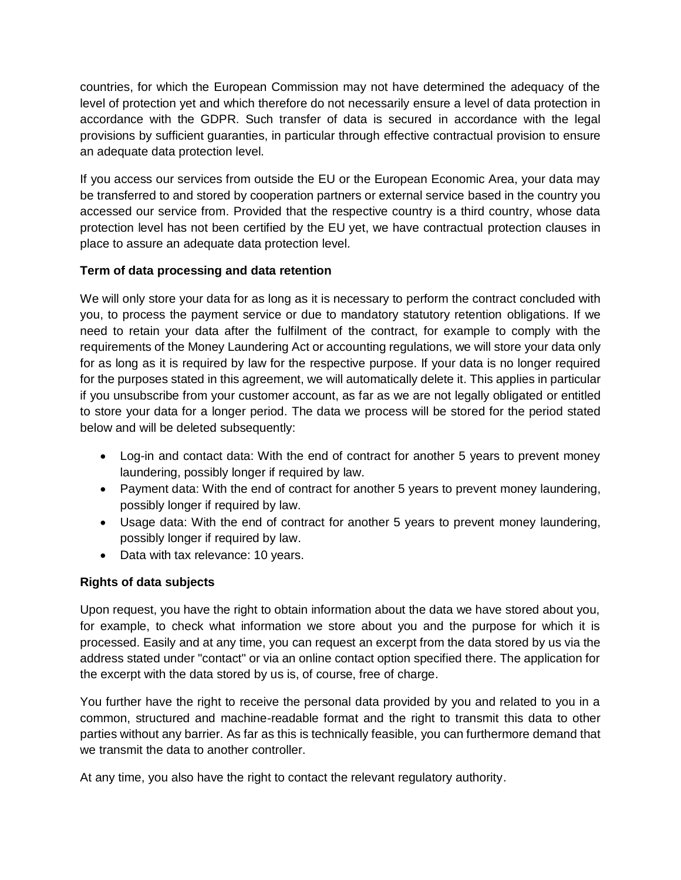countries, for which the European Commission may not have determined the adequacy of the level of protection yet and which therefore do not necessarily ensure a level of data protection in accordance with the GDPR. Such transfer of data is secured in accordance with the legal provisions by sufficient guaranties, in particular through effective contractual provision to ensure an adequate data protection level.

If you access our services from outside the EU or the European Economic Area, your data may be transferred to and stored by cooperation partners or external service based in the country you accessed our service from. Provided that the respective country is a third country, whose data protection level has not been certified by the EU yet, we have contractual protection clauses in place to assure an adequate data protection level.

**Term of data processing and data retention**

We will only store your data for as long as it is necessary to perform the contract concluded with you, to process the payment service or due to mandatory statutory retention obligations. If we need to retain your data after the fulfilment of the contract, for example to comply with the requirements of the Money Laundering Act or accounting regulations, we will store your data only for as long as it is required by law for the respective purpose. If your data is no longer required for the purposes stated in this agreement, we will automatically delete it. This applies in particular if you unsubscribe from your customer account, as far as we are not legally obligated or entitled to store your data for a longer period. The data we process will be stored for the period stated below and will be deleted subsequently:

- Log-in and contact data: With the end of contract for another 5 years to prevent money laundering, possibly longer if required by law.
- Payment data: With the end of contract for another 5 years to prevent money laundering, possibly longer if required by law.
- Usage data: With the end of contract for another 5 years to prevent money laundering, possibly longer if required by law.
- Data with tax relevance: 10 years.

**Rights of data subjects**

Upon request, you have the right to obtain information about the data we have stored about you, for example, to check what information we store about you and the purpose for which it is processed. Easily and at any time, you can request an excerpt from the data stored by us via the address stated under "contact" or via an online contact option specified there. The application for the excerpt with the data stored by us is, of course, free of charge.

You further have the right to receive the personal data provided by you and related to you in a common, structured and machine-readable format and the right to transmit this data to other parties without any barrier. As far as this is technically feasible, you can furthermore demand that we transmit the data to another controller.

At any time, you also have the right to contact the relevant regulatory authority.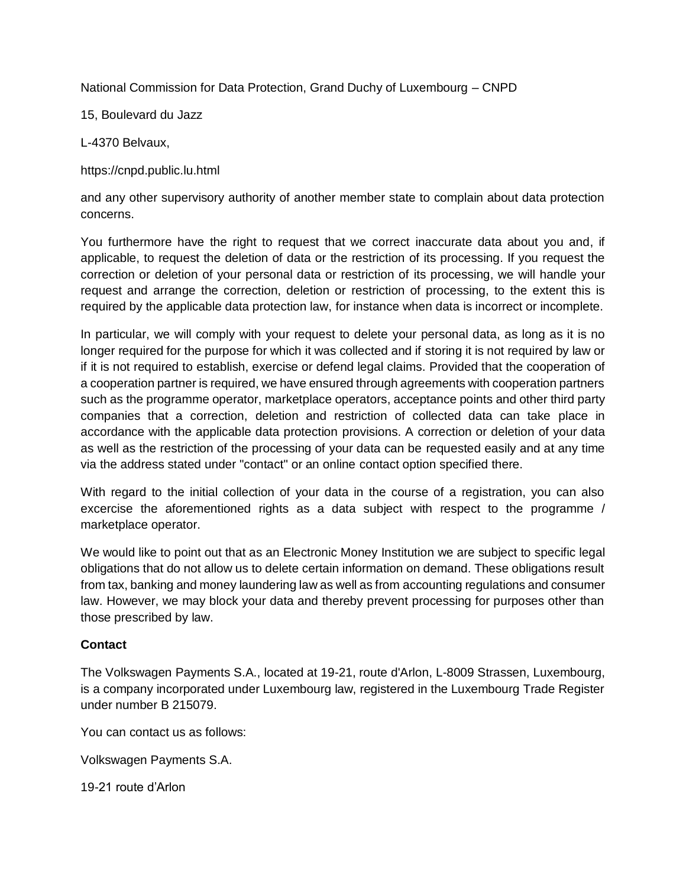National Commission for Data Protection, Grand Duchy of Luxembourg – CNPD

15, Boulevard du Jazz

L-4370 Belvaux,

https://cnpd.public.lu.html

and any other supervisory authority of another member state to complain about data protection concerns.

You furthermore have the right to request that we correct inaccurate data about you and, if applicable, to request the deletion of data or the restriction of its processing. If you request the correction or deletion of your personal data or restriction of its processing, we will handle your request and arrange the correction, deletion or restriction of processing, to the extent this is required by the applicable data protection law, for instance when data is incorrect or incomplete.

In particular, we will comply with your request to delete your personal data, as long as it is no longer required for the purpose for which it was collected and if storing it is not required by law or if it is not required to establish, exercise or defend legal claims. Provided that the cooperation of a cooperation partner is required, we have ensured through agreements with cooperation partners such as the programme operator, marketplace operators, acceptance points and other third party companies that a correction, deletion and restriction of collected data can take place in accordance with the applicable data protection provisions. A correction or deletion of your data as well as the restriction of the processing of your data can be requested easily and at any time via the address stated under "contact" or an online contact option specified there.

With regard to the initial collection of your data in the course of a registration, you can also excercise the aforementioned rights as a data subject with respect to the programme / marketplace operator.

We would like to point out that as an Electronic Money Institution we are subject to specific legal obligations that do not allow us to delete certain information on demand. These obligations result from tax, banking and money laundering law as well as from accounting regulations and consumer law. However, we may block your data and thereby prevent processing for purposes other than those prescribed by law.

**Contact**

The Volkswagen Payments S.A., located at 19-21, route d'Arlon, L-8009 Strassen, Luxembourg, is a company incorporated under Luxembourg law, registered in the Luxembourg Trade Register under number B 215079.

You can contact us as follows:

Volkswagen Payments S.A.

19-21 route d'Arlon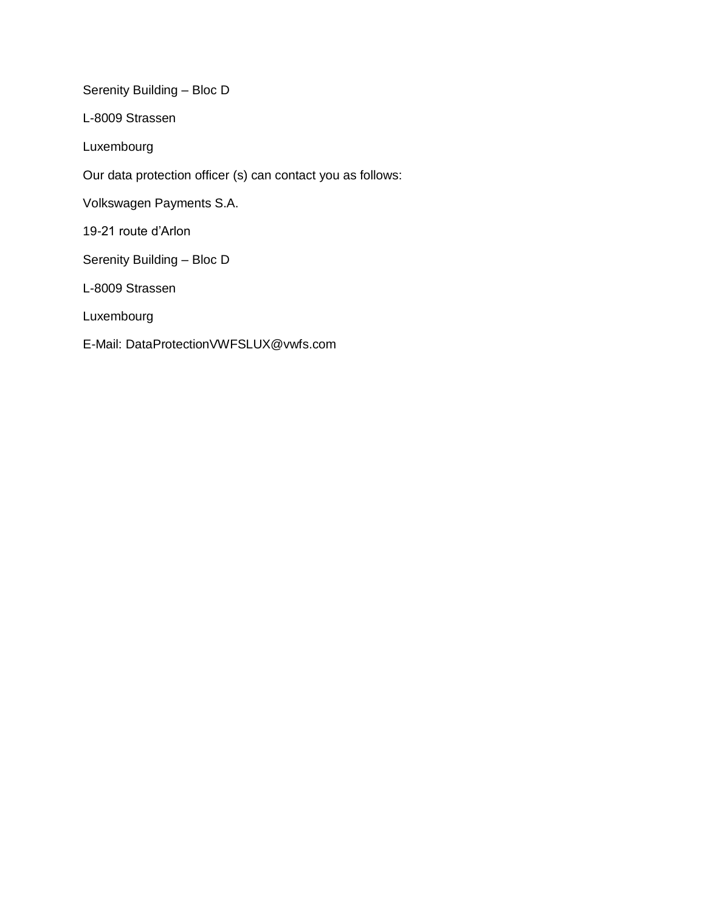Serenity Building – Bloc D

L-8009 Strassen

Luxembourg

Our data protection officer (s) can contact you as follows:

Volkswagen Payments S.A.

19-21 route d’Arlon

Serenity Building – Bloc D

L-8009 Strassen

Luxembourg

E-Mail: DataProtectionVWFSLUX@vwfs.com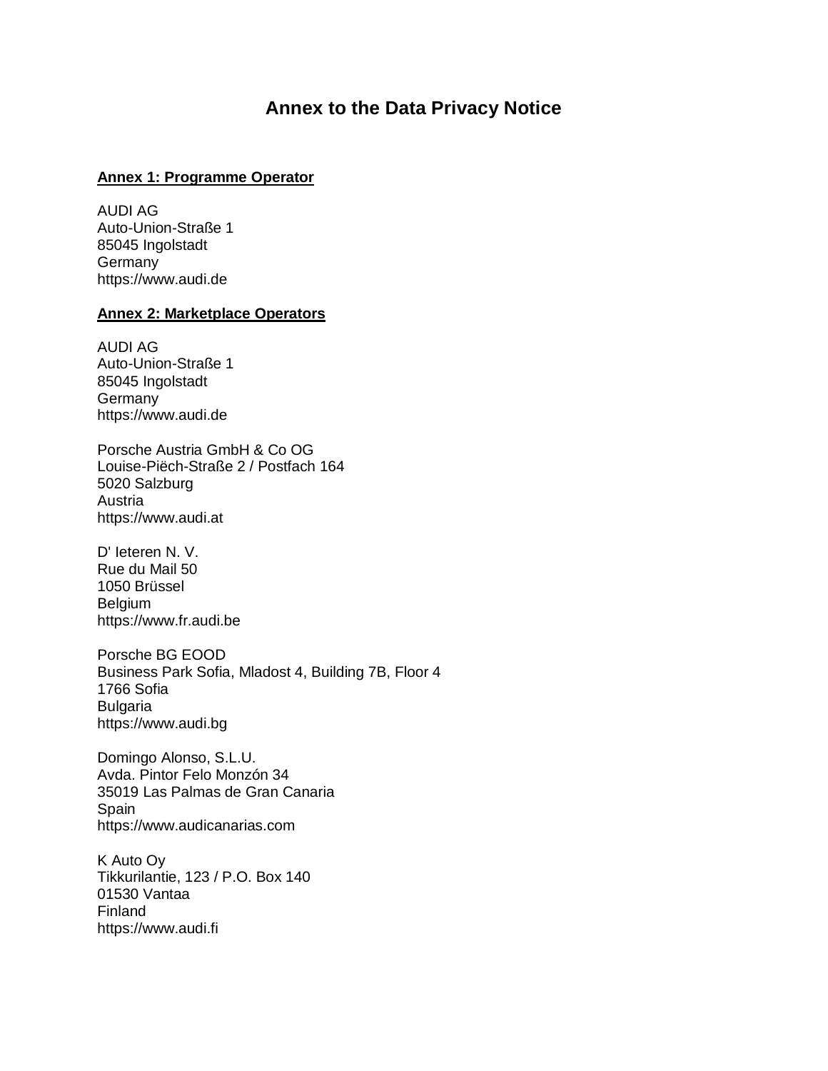# Annex to the Data Privacy Notice

**Annex 1: Programme Operator**

AUDI AG
Auto-Union-Straße 1
85045 Ingolstadt
Germany
https://www.audi.de

**Annex 2: Marketplace Operators**

AUDI AG
Auto-Union-Straße 1
85045 Ingolstadt
Germany
https://www.audi.de

Porsche Austria GmbH & Co OG
Louise-Piëch-Straße 2 / Postfach 164
5020 Salzburg
Austria
https://www.audi.at

D' Ieteren N. V.
Rue du Mail 50
1050 Brüssel
Belgium
https://www.fr.audi.be

Porsche BG EOOD
Business Park Sofia, Mladost 4, Building 7B, Floor 4
1766 Sofia
Bulgaria
https://www.audi.bg

Domingo Alonso, S.L.U.
Avda. Pintor Felo Monzón 34
35019 Las Palmas de Gran Canaria
Spain
https://www.audicanarias.com

K Auto Oy
Tikkurilantie, 123 / P.O. Box 140
01530 Vantaa
Finland
https://www.audi.fi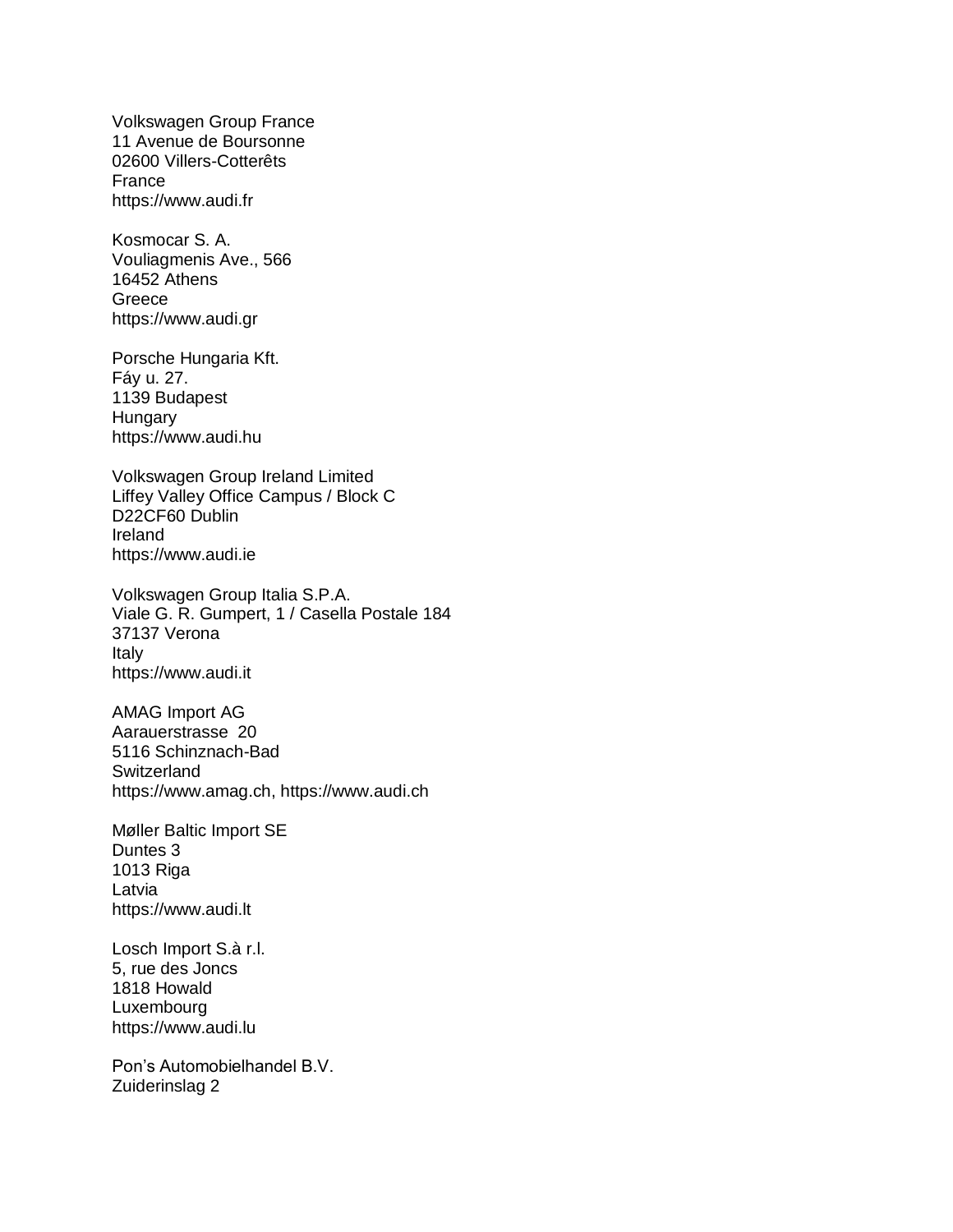Volkswagen Group France
11 Avenue de Boursonne
02600 Villers-Cotterêts
France
https://www.audi.fr

Kosmocar S. A.
Vouliagmenis Ave., 566
16452 Athens
Greece
https://www.audi.gr

Porsche Hungaria Kft.
Fáy u. 27.
1139 Budapest
Hungary
https://www.audi.hu

Volkswagen Group Ireland Limited
Liffey Valley Office Campus / Block C
D22CF60 Dublin
Ireland
https://www.audi.ie

Volkswagen Group Italia S.P.A.
Viale G. R. Gumpert, 1 / Casella Postale 184
37137 Verona
Italy
https://www.audi.it

AMAG Import AG
Aarauerstrasse 20
5116 Schinznach-Bad
Switzerland
https://www.amag.ch, https://www.audi.ch

Møller Baltic Import SE
Duntes 3
1013 Riga
Latvia
https://www.audi.lt

Losch Import S.à r.l.
5, rue des Joncs
1818 Howald
Luxembourg
https://www.audi.lu

Pon's Automobielhandel B.V.
Zuiderinslag 2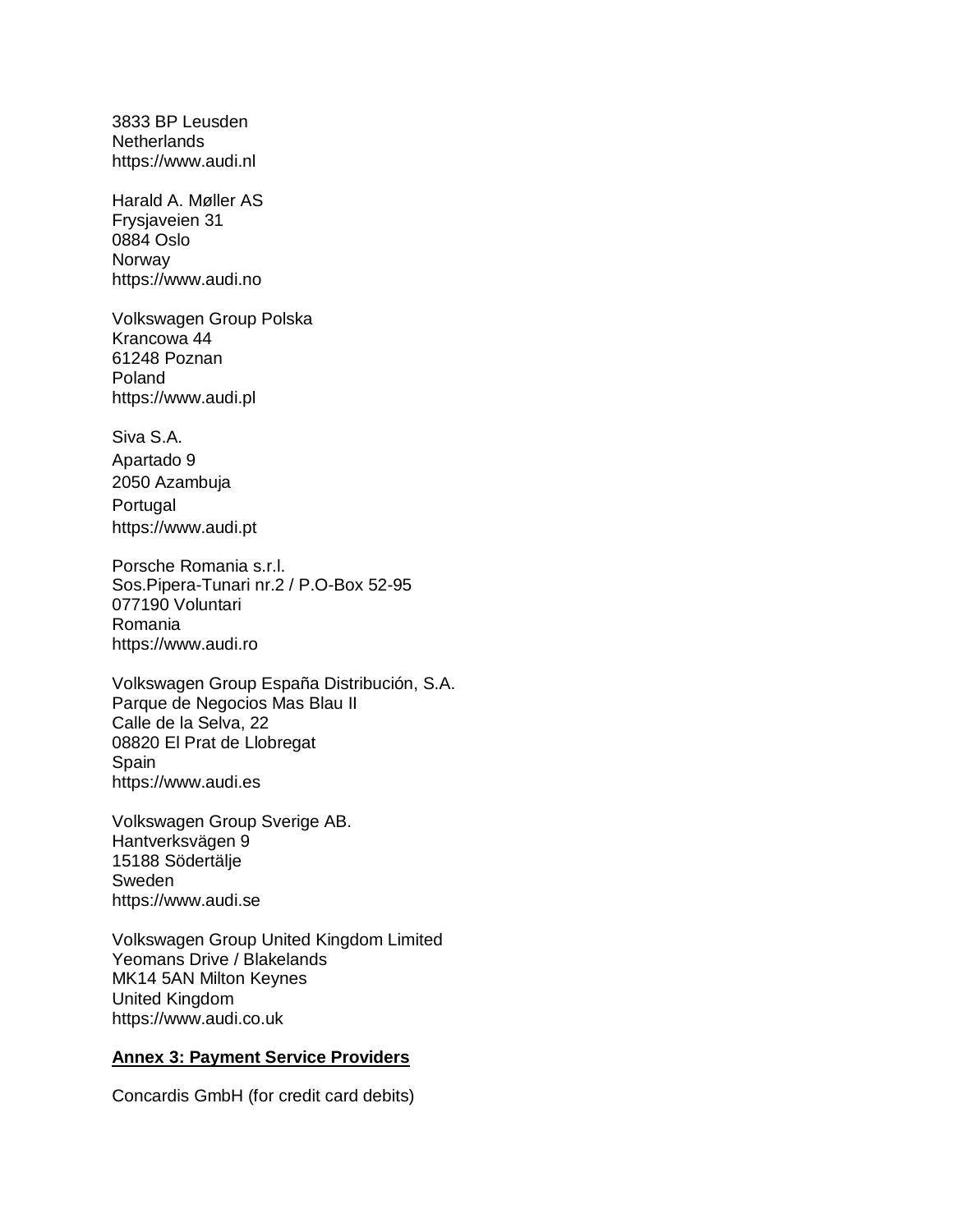3833 BP Leusden
Netherlands
https://www.audi.nl

Harald A. Møller AS
Frysjaveien 31
0884 Oslo
Norway
https://www.audi.no

Volkswagen Group Polska
Krancowa 44
61248 Poznan
Poland
https://www.audi.pl

Siva S.A.
Apartado 9
2050 Azambuja
Portugal
https://www.audi.pt

Porsche Romania s.r.l.
Sos.Pipera-Tunari nr.2 / P.O-Box 52-95
077190 Voluntari
Romania
https://www.audi.ro

Volkswagen Group España Distribución, S.A.
Parque de Negocios Mas Blau II
Calle de la Selva, 22
08820 El Prat de Llobregat
Spain
https://www.audi.es

Volkswagen Group Sverige AB.
Hantverksvägen 9
15188 Södertälje
Sweden
https://www.audi.se

Volkswagen Group United Kingdom Limited
Yeomans Drive / Blakelands
MK14 5AN Milton Keynes
United Kingdom
https://www.audi.co.uk

**Annex 3: Payment Service Providers**

Concardis GmbH (for credit card debits)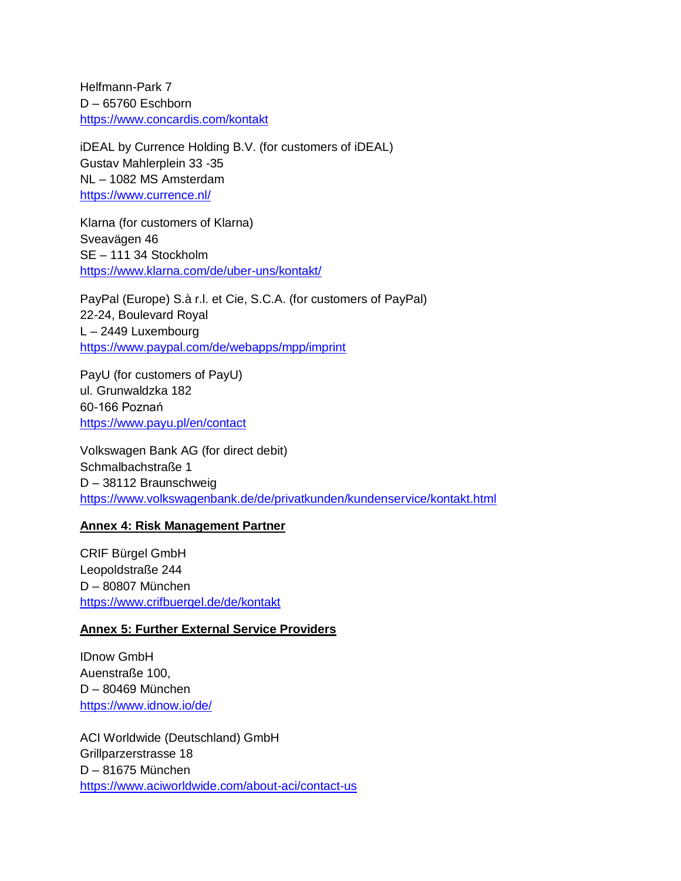Helfmann-Park 7
D – 65760 Eschborn
https://www.concardis.com/kontakt

iDEAL by Currence Holding B.V. (for customers of iDEAL)
Gustav Mahlerplein 33 -35
NL – 1082 MS Amsterdam
https://www.currence.nl/

Klarna (for customers of Klarna)
Sveavägen 46
SE – 111 34 Stockholm
https://www.klarna.com/de/uber-uns/kontakt/

PayPal (Europe) S.à r.l. et Cie, S.C.A. (for customers of PayPal)
22-24, Boulevard Royal
L – 2449 Luxembourg
https://www.paypal.com/de/webapps/mpp/imprint

PayU (for customers of PayU)
ul. Grunwaldzka 182
60-166 Poznań
https://www.payu.pl/en/contact

Volkswagen Bank AG (for direct debit)
Schmalbachstraße 1
D – 38112 Braunschweig
https://www.volkswagenbank.de/de/privatkunden/kundenservice/kontakt.html

**Annex 4: Risk Management Partner**

CRIF Bürgel GmbH
Leopoldstraße 244
D – 80807 München
https://www.crifbuergel.de/de/kontakt

**Annex 5: Further External Service Providers**

IDnow GmbH
Auenstraße 100,
D – 80469 München
https://www.idnow.io/de/

ACI Worldwide (Deutschland) GmbH
Grillparzerstrasse 18
D – 81675 München
https://www.aciworldwide.com/about-aci/contact-us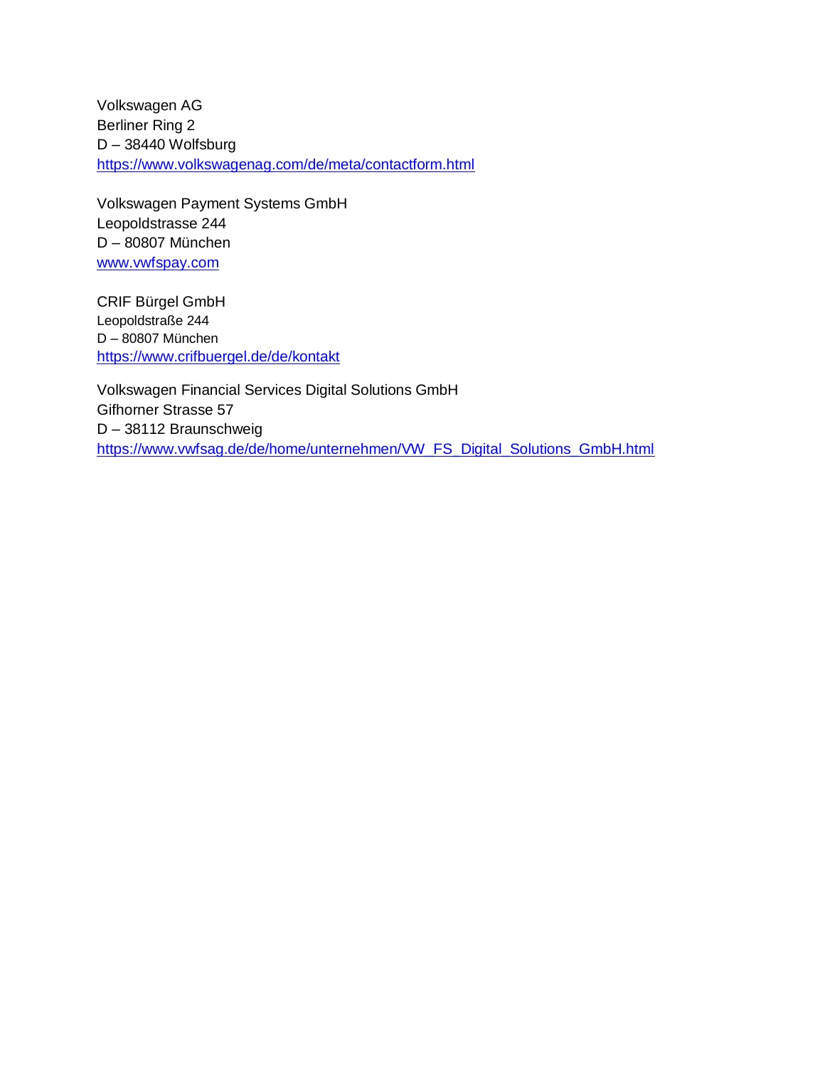Volkswagen AG
Berliner Ring 2
D – 38440 Wolfsburg
https://www.volkswagenag.com/de/meta/contactform.html

Volkswagen Payment Systems GmbH
Leopoldstrasse 244
D – 80807 München
www.vwfspay.com

CRIF Bürgel GmbH
Leopoldstraße 244
D – 80807 München
https://www.crifbuergel.de/de/kontakt

Volkswagen Financial Services Digital Solutions GmbH
Gifhorner Strasse 57
D – 38112 Braunschweig
https://www.vwfsag.de/de/home/unternehmen/VW_FS_Digital_Solutions_GmbH.html